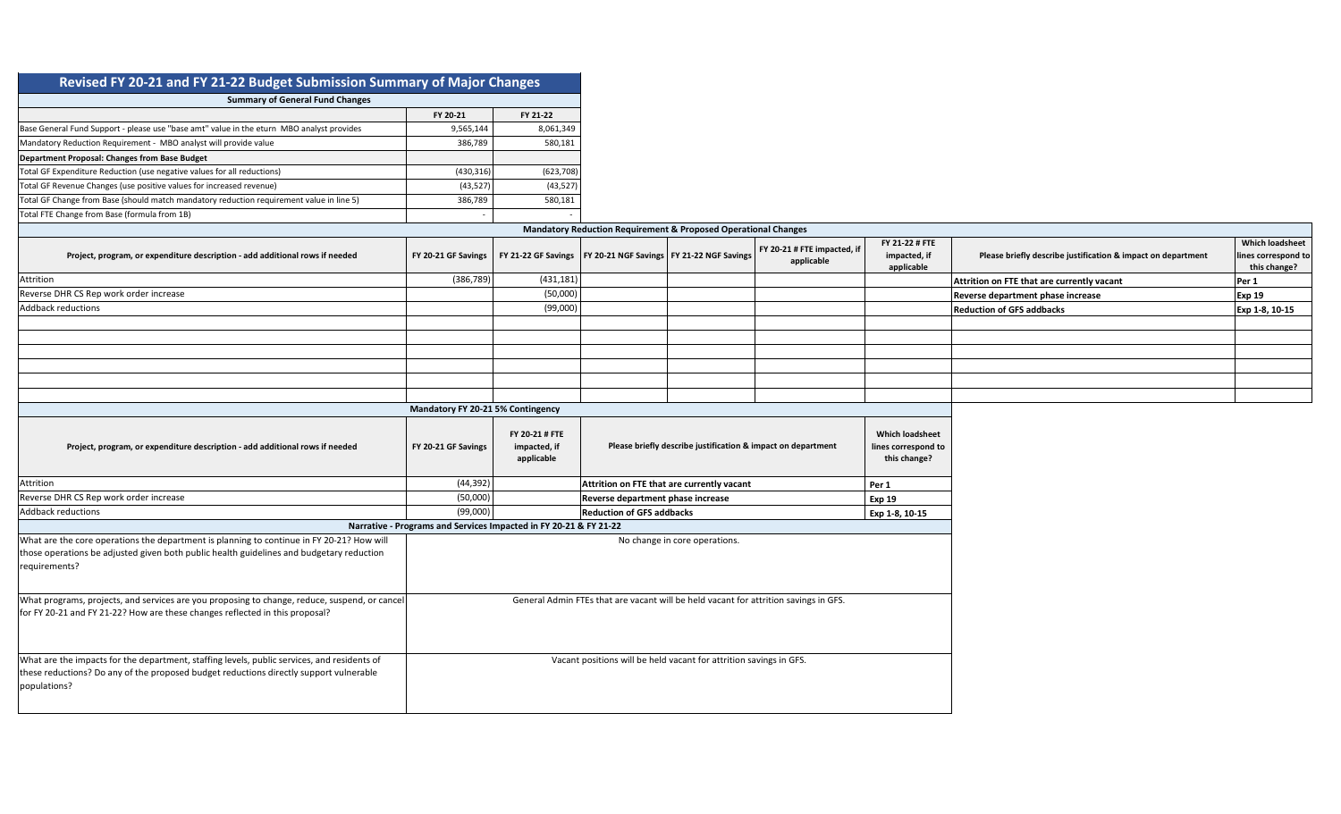# Revised FY 20-21 and FY 21-22 Budget Submission Summary of Major Changes

## Summary of General Fund Changes

| | FY 20-21 | FY 21-22 |
|---|---|---|
| Base General Fund Support - please use "base amt" value in the eturn MBO analyst provides | 9,565,144 | 8,061,349 |
| Mandatory Reduction Requirement - MBO analyst will provide value | 386,789 | 580,181 |
| **Department Proposal: Changes from Base Budget** | | |
| Total GF Expenditure Reduction (use negative values for all reductions) | (430,316) | (623,708) |
| Total GF Revenue Changes (use positive values for increased revenue) | (43,527) | (43,527) |
| Total GF Change from Base (should match mandatory reduction requirement value in line 5) | 386,789 | 580,181 |
| Total FTE Change from Base (formula from 1B) | - | - |

## Mandatory Reduction Requirement & Proposed Operational Changes

| Project, program, or expenditure description - add additional rows if needed | FY 20-21 GF Savings | FY 21-22 GF Savings | FY 20-21 NGF Savings | FY 21-22 NGF Savings | FY 20-21 # FTE impacted, if applicable | FY 21-22 # FTE impacted, if applicable | Please briefly describe justification & impact on department | Which loadsheet lines correspond to this change? |
|---|---|---|---|---|---|---|---|---|
| Attrition | (386,789) | (431,181) | | | | | **Attrition on FTE that are currently vacant** | **Per 1** |
| Reverse DHR CS Rep work order increase | | (50,000) | | | | | **Reverse department phase increase** | **Exp 19** |
| Addback reductions | | (99,000) | | | | | **Reduction of GFS addbacks** | **Exp 1-8, 10-15** |

## Mandatory FY 20-21 5% Contingency

| Project, program, or expenditure description - add additional rows if needed | FY 20-21 GF Savings | FY 20-21 # FTE impacted, if applicable | Please briefly describe justification & impact on department | Which loadsheet lines correspond to this change? |
|---|---|---|---|---|
| Attrition | (44,392) | | **Attrition on FTE that are currently vacant** | **Per 1** |
| Reverse DHR CS Rep work order increase | (50,000) | | **Reverse department phase increase** | **Exp 19** |
| Addback reductions | (99,000) | | **Reduction of GFS addbacks** | **Exp 1-8, 10-15** |

## Narrative - Programs and Services Impacted in FY 20-21 & FY 21-22

| Question | Response |
|---|---|
| What are the core operations the department is planning to continue in FY 20-21? How will those operations be adjusted given both public health guidelines and budgetary reduction requirements? | No change in core operations. |
| What programs, projects, and services are you proposing to change, reduce, suspend, or cancel for FY 20-21 and FY 21-22? How are these changes reflected in this proposal? | General Admin FTEs that are vacant will be held vacant for attrition savings in GFS. |
| What are the impacts for the department, staffing levels, public services, and residents of these reductions? Do any of the proposed budget reductions directly support vulnerable populations? | Vacant positions will be held vacant for attrition savings in GFS. |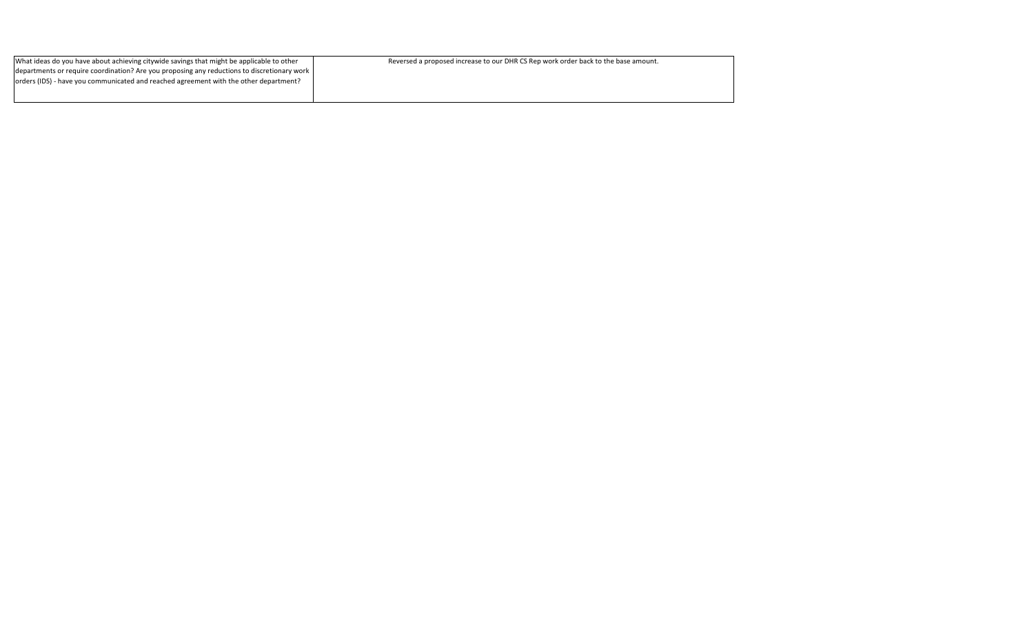| | |
|---|---|
| What ideas do you have about achieving citywide savings that might be applicable to other departments or require coordination? Are you proposing any reductions to discretionary work orders (IDS) - have you communicated and reached agreement with the other department? | Reversed a proposed increase to our DHR CS Rep work order back to the base amount. |